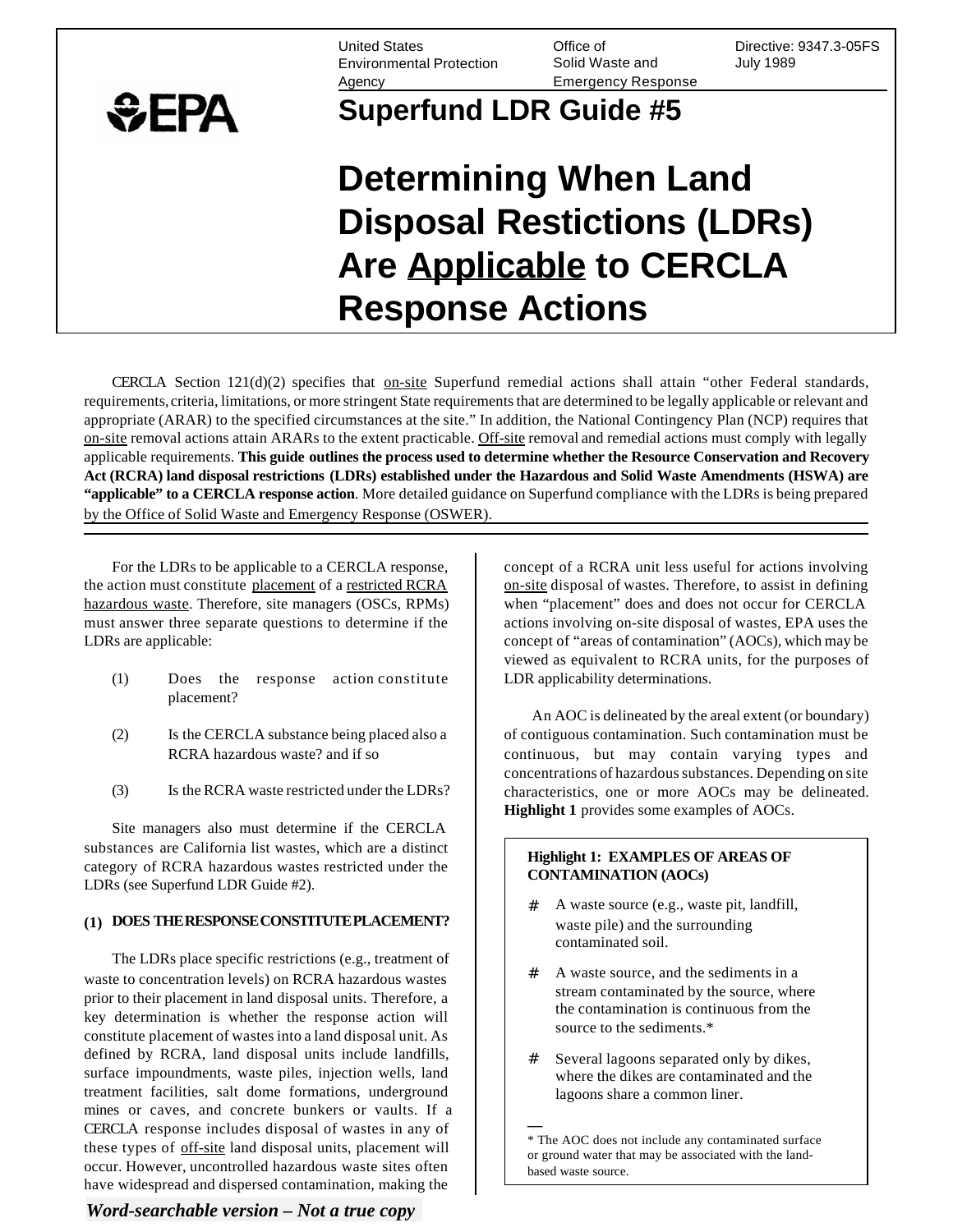United States Environmental Protection Agency

Office of Solid Waste and Emergency Response

Directive: 9347.3-05FS
July 1989

# Superfund LDR Guide #5

# Determining When Land Disposal Restictions (LDRs) Are Applicable to CERCLA Response Actions

CERCLA Section 121(d)(2) specifies that on-site Superfund remedial actions shall attain "other Federal standards, requirements, criteria, limitations, or more stringent State requirements that are determined to be legally applicable or relevant and appropriate (ARAR) to the specified circumstances at the site." In addition, the National Contingency Plan (NCP) requires that on-site removal actions attain ARARs to the extent practicable. Off-site removal and remedial actions must comply with legally applicable requirements. **This guide outlines the process used to determine whether the Resource Conservation and Recovery Act (RCRA) land disposal restrictions (LDRs) established under the Hazardous and Solid Waste Amendments (HSWA) are "applicable" to a CERCLA response action**. More detailed guidance on Superfund compliance with the LDRs is being prepared by the Office of Solid Waste and Emergency Response (OSWER).

---

For the LDRs to be applicable to a CERCLA response, the action must constitute placement of a restricted RCRA hazardous waste. Therefore, site managers (OSCs, RPMs) must answer three separate questions to determine if the LDRs are applicable:

(1) Does the response action constitute placement?

(2) Is the CERCLA substance being placed also a RCRA hazardous waste? and if so

(3) Is the RCRA waste restricted under the LDRs?

Site managers also must determine if the CERCLA substances are California list wastes, which are a distinct category of RCRA hazardous wastes restricted under the LDRs (see Superfund LDR Guide #2).

## (1) DOES THE RESPONSE CONSTITUTE PLACEMENT?

The LDRs place specific restrictions (e.g., treatment of waste to concentration levels) on RCRA hazardous wastes prior to their placement in land disposal units. Therefore, a key determination is whether the response action will constitute placement of wastes into a land disposal unit. As defined by RCRA, land disposal units include landfills, surface impoundments, waste piles, injection wells, land treatment facilities, salt dome formations, underground mines or caves, and concrete bunkers or vaults. If a CERCLA response includes disposal of wastes in any of these types of off-site land disposal units, placement will occur. However, uncontrolled hazardous waste sites often have widespread and dispersed contamination, making the concept of a RCRA unit less useful for actions involving on-site disposal of wastes. Therefore, to assist in defining when "placement" does and does not occur for CERCLA actions involving on-site disposal of wastes, EPA uses the concept of "areas of contamination" (AOCs), which may be viewed as equivalent to RCRA units, for the purposes of LDR applicability determinations.

An AOC is delineated by the areal extent (or boundary) of contiguous contamination. Such contamination must be continuous, but may contain varying types and concentrations of hazardous substances. Depending on site characteristics, one or more AOCs may be delineated. **Highlight 1** provides some examples of AOCs.

**Highlight 1: EXAMPLES OF AREAS OF CONTAMINATION (AOCs)**

- A waste source (e.g., waste pit, landfill, waste pile) and the surrounding contaminated soil.
- A waste source, and the sediments in a stream contaminated by the source, where the contamination is continuous from the source to the sediments.*
- Several lagoons separated only by dikes, where the dikes are contaminated and the lagoons share a common liner.

\* The AOC does not include any contaminated surface or ground water that may be associated with the land-based waste source.

*Word-searchable version – Not a true copy*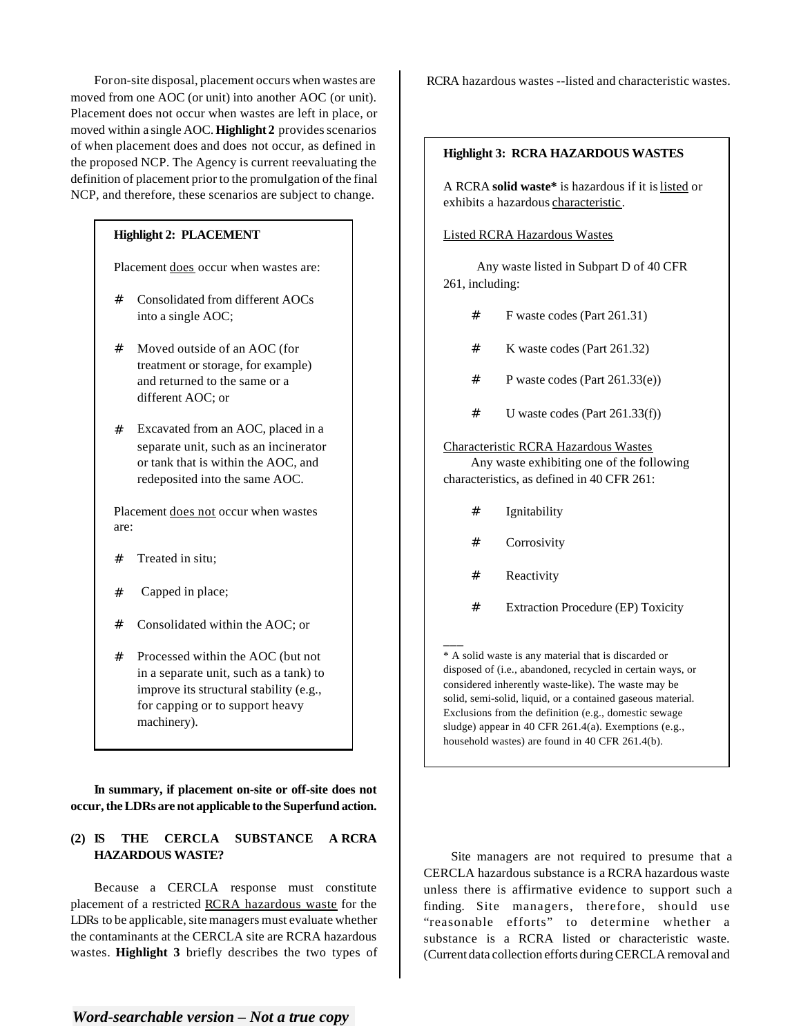For on-site disposal, placement occurs when wastes are moved from one AOC (or unit) into another AOC (or unit). Placement does not occur when wastes are left in place, or moved within a single AOC. **Highlight 2** provides scenarios of when placement does and does not occur, as defined in the proposed NCP. The Agency is current reevaluating the definition of placement prior to the promulgation of the final NCP, and therefore, these scenarios are subject to change.

> **Highlight 2: PLACEMENT**
>
> Placement does occur when wastes are:
>
> - Consolidated from different AOCs into a single AOC;
> - Moved outside of an AOC (for treatment or storage, for example) and returned to the same or a different AOC; or
> - Excavated from an AOC, placed in a separate unit, such as an incinerator or tank that is within the AOC, and redeposited into the same AOC.
>
> Placement does not occur when wastes are:
>
> - Treated in situ;
> - Capped in place;
> - Consolidated within the AOC; or
> - Processed within the AOC (but not in a separate unit, such as a tank) to improve its structural stability (e.g., for capping or to support heavy machinery).

**In summary, if placement on-site or off-site does not occur, the LDRs are not applicable to the Superfund action.**

### (2) IS THE CERCLA SUBSTANCE A RCRA HAZARDOUS WASTE?

Because a CERCLA response must constitute placement of a restricted RCRA hazardous waste for the LDRs to be applicable, site managers must evaluate whether the contaminants at the CERCLA site are RCRA hazardous wastes. **Highlight 3** briefly describes the two types of RCRA hazardous wastes --listed and characteristic wastes.

> **Highlight 3: RCRA HAZARDOUS WASTES**
>
> A RCRA **solid waste*** is hazardous if it is listed or exhibits a hazardous characteristic.
>
> Listed RCRA Hazardous Wastes
>
> Any waste listed in Subpart D of 40 CFR 261, including:
>
> - F waste codes (Part 261.31)
> - K waste codes (Part 261.32)
> - P waste codes (Part 261.33(e))
> - U waste codes (Part 261.33(f))
>
> Characteristic RCRA Hazardous Wastes
>
> Any waste exhibiting one of the following characteristics, as defined in 40 CFR 261:
>
> - Ignitability
> - Corrosivity
> - Reactivity
> - Extraction Procedure (EP) Toxicity
>
> ___
>
> * A solid waste is any material that is discarded or disposed of (i.e., abandoned, recycled in certain ways, or considered inherently waste-like). The waste may be solid, semi-solid, liquid, or a contained gaseous material. Exclusions from the definition (e.g., domestic sewage sludge) appear in 40 CFR 261.4(a). Exemptions (e.g., household wastes) are found in 40 CFR 261.4(b).

Site managers are not required to presume that a CERCLA hazardous substance is a RCRA hazardous waste unless there is affirmative evidence to support such a finding. Site managers, therefore, should use "reasonable efforts" to determine whether a substance is a RCRA listed or characteristic waste. (Current data collection efforts during CERCLA removal and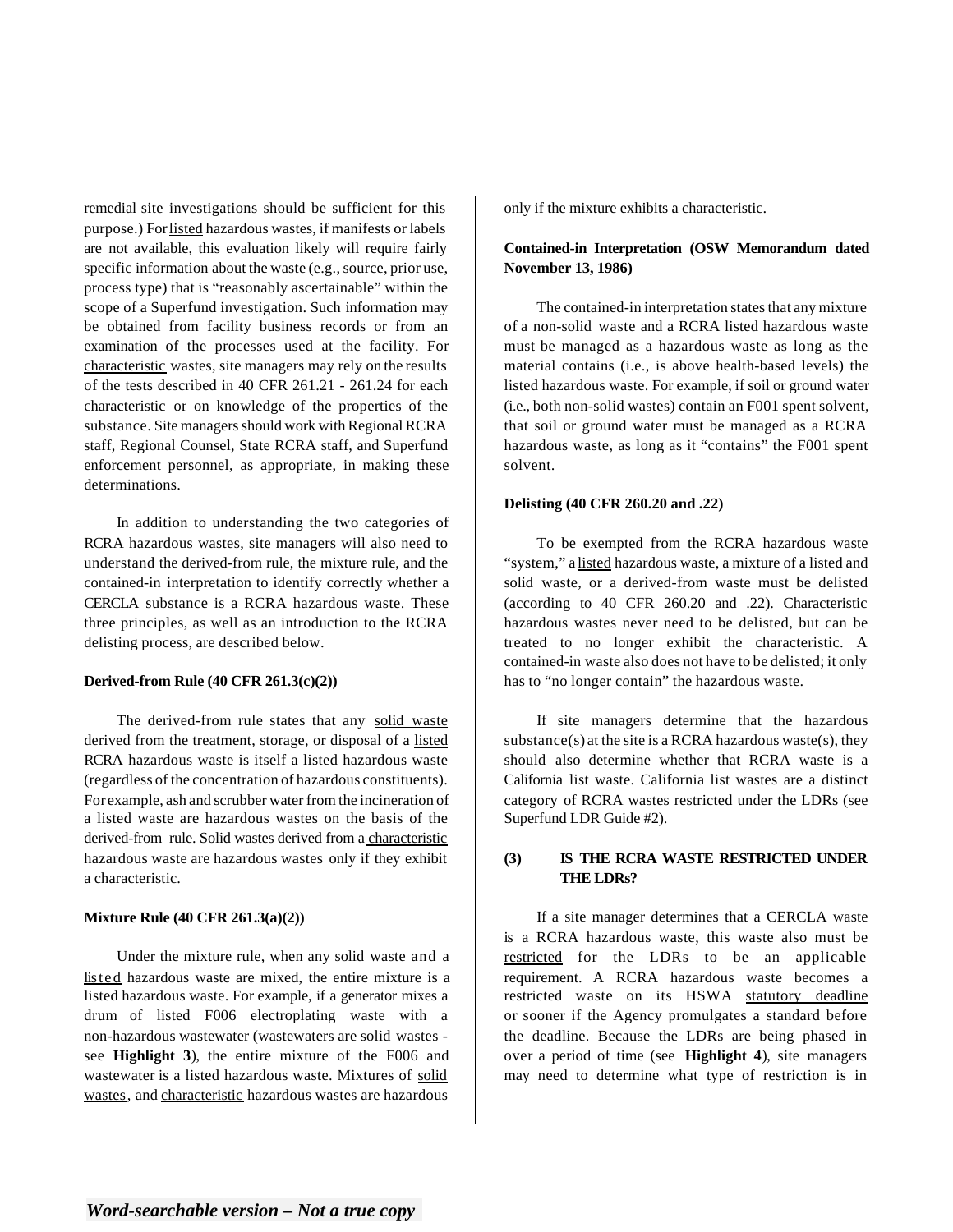remedial site investigations should be sufficient for this purpose.) For listed hazardous wastes, if manifests or labels are not available, this evaluation likely will require fairly specific information about the waste (e.g., source, prior use, process type) that is "reasonably ascertainable" within the scope of a Superfund investigation. Such information may be obtained from facility business records or from an examination of the processes used at the facility. For characteristic wastes, site managers may rely on the results of the tests described in 40 CFR 261.21 - 261.24 for each characteristic or on knowledge of the properties of the substance. Site managers should work with Regional RCRA staff, Regional Counsel, State RCRA staff, and Superfund enforcement personnel, as appropriate, in making these determinations.

In addition to understanding the two categories of RCRA hazardous wastes, site managers will also need to understand the derived-from rule, the mixture rule, and the contained-in interpretation to identify correctly whether a CERCLA substance is a RCRA hazardous waste. These three principles, as well as an introduction to the RCRA delisting process, are described below.

**Derived-from Rule (40 CFR 261.3(c)(2))**

The derived-from rule states that any solid waste derived from the treatment, storage, or disposal of a listed RCRA hazardous waste is itself a listed hazardous waste (regardless of the concentration of hazardous constituents). For example, ash and scrubber water from the incineration of a listed waste are hazardous wastes on the basis of the derived-from rule. Solid wastes derived from a characteristic hazardous waste are hazardous wastes only if they exhibit a characteristic.

**Mixture Rule (40 CFR 261.3(a)(2))**

Under the mixture rule, when any solid waste and a listed hazardous waste are mixed, the entire mixture is a listed hazardous waste. For example, if a generator mixes a drum of listed F006 electroplating waste with a non-hazardous wastewater (wastewaters are solid wastes - see **Highlight 3**), the entire mixture of the F006 and wastewater is a listed hazardous waste. Mixtures of solid wastes, and characteristic hazardous wastes are hazardous only if the mixture exhibits a characteristic.

**Contained-in Interpretation (OSW Memorandum dated November 13, 1986)**

The contained-in interpretation states that any mixture of a non-solid waste and a RCRA listed hazardous waste must be managed as a hazardous waste as long as the material contains (i.e., is above health-based levels) the listed hazardous waste. For example, if soil or ground water (i.e., both non-solid wastes) contain an F001 spent solvent, that soil or ground water must be managed as a RCRA hazardous waste, as long as it "contains" the F001 spent solvent.

**Delisting (40 CFR 260.20 and .22)**

To be exempted from the RCRA hazardous waste "system," a listed hazardous waste, a mixture of a listed and solid waste, or a derived-from waste must be delisted (according to 40 CFR 260.20 and .22). Characteristic hazardous wastes never need to be delisted, but can be treated to no longer exhibit the characteristic. A contained-in waste also does not have to be delisted; it only has to "no longer contain" the hazardous waste.

If site managers determine that the hazardous substance(s) at the site is a RCRA hazardous waste(s), they should also determine whether that RCRA waste is a California list waste. California list wastes are a distinct category of RCRA wastes restricted under the LDRs (see Superfund LDR Guide #2).

### (3) IS THE RCRA WASTE RESTRICTED UNDER THE LDRs?

If a site manager determines that a CERCLA waste is a RCRA hazardous waste, this waste also must be restricted for the LDRs to be an applicable requirement. A RCRA hazardous waste becomes a restricted waste on its HSWA statutory deadline or sooner if the Agency promulgates a standard before the deadline. Because the LDRs are being phased in over a period of time (see **Highlight 4**), site managers may need to determine what type of restriction is in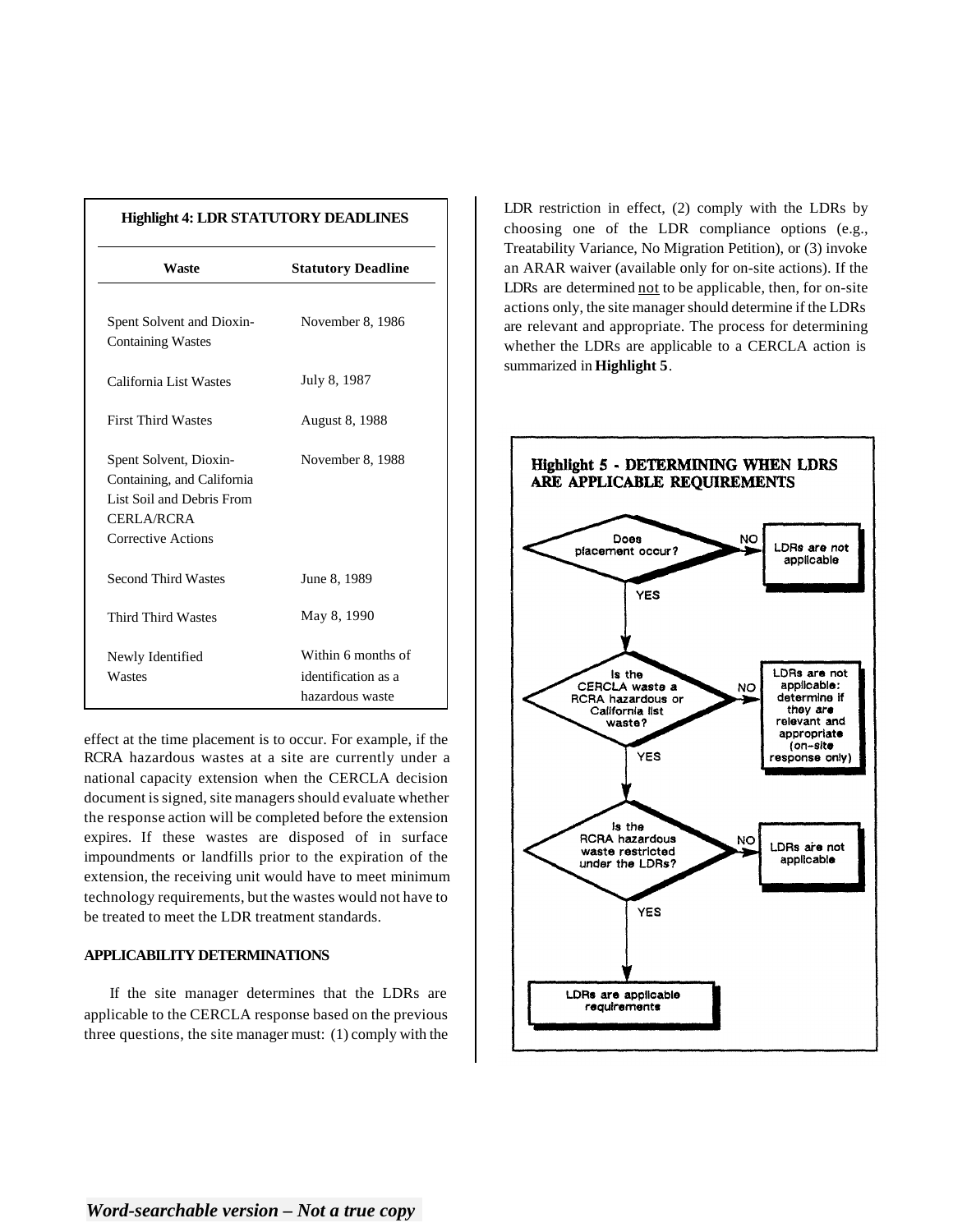**Highlight 4: LDR STATUTORY DEADLINES**

| Waste | Statutory Deadline |
|---|---|
| Spent Solvent and Dioxin-Containing Wastes | November 8, 1986 |
| California List Wastes | July 8, 1987 |
| First Third Wastes | August 8, 1988 |
| Spent Solvent, Dioxin-Containing, and California List Soil and Debris From CERLA/RCRA Corrective Actions | November 8, 1988 |
| Second Third Wastes | June 8, 1989 |
| Third Third Wastes | May 8, 1990 |
| Newly Identified Wastes | Within 6 months of identification as a hazardous waste |

effect at the time placement is to occur. For example, if the RCRA hazardous wastes at a site are currently under a national capacity extension when the CERCLA decision document is signed, site managers should evaluate whether the response action will be completed before the extension expires. If these wastes are disposed of in surface impoundments or landfills prior to the expiration of the extension, the receiving unit would have to meet minimum technology requirements, but the wastes would not have to be treated to meet the LDR treatment standards.

**APPLICABILITY DETERMINATIONS**

If the site manager determines that the LDRs are applicable to the CERCLA response based on the previous three questions, the site manager must: (1) comply with the LDR restriction in effect, (2) comply with the LDRs by choosing one of the LDR compliance options (e.g., Treatability Variance, No Migration Petition), or (3) invoke an ARAR waiver (available only for on-site actions). If the LDRs are determined not to be applicable, then, for on-site actions only, the site manager should determine if the LDRs are relevant and appropriate. The process for determining whether the LDRs are applicable to a CERCLA action is summarized in **Highlight 5**.

**Highlight 5 - DETERMINING WHEN LDRS ARE APPLICABLE REQUIREMENTS**

Does placement occur?
NO
LDRs are not applicable
YES
Is the CERCLA waste a RCRA hazardous or California list waste?
NO
LDRs are not applicable: determine if they are relevant and appropriate (on-site response only)
YES
Is the RCRA hazardous waste restricted under the LDRs?
NO
LDRs are not applicable
YES
LDRs are applicable requirements

*Word-searchable version – Not a true copy*